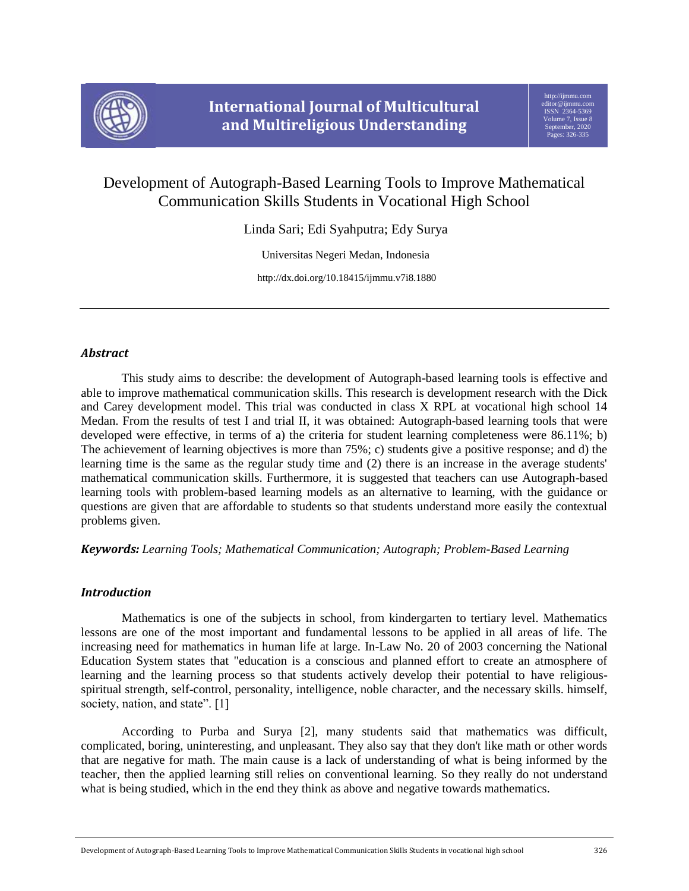# Development of Autograph-Based Learning Tools to Improve Mathematical Communication Skills Students in Vocational High School

Linda Sari; Edi Syahputra; Edy Surya

Universitas Negeri Medan, Indonesia

http://dx.doi.org/10.18415/ijmmu.v7i8.1880

---

## *Abstract*

This study aims to describe: the development of Autograph-based learning tools is effective and able to improve mathematical communication skills. This research is development research with the Dick and Carey development model. This trial was conducted in class X RPL at vocational high school 14 Medan. From the results of test I and trial II, it was obtained: Autograph-based learning tools that were developed were effective, in terms of a) the criteria for student learning completeness were 86.11%; b) The achievement of learning objectives is more than 75%; c) students give a positive response; and d) the learning time is the same as the regular study time and (2) there is an increase in the average students' mathematical communication skills. Furthermore, it is suggested that teachers can use Autograph-based learning tools with problem-based learning models as an alternative to learning, with the guidance or questions are given that are affordable to students so that students understand more easily the contextual problems given.

***Keywords:*** *Learning Tools; Mathematical Communication; Autograph; Problem-Based Learning*

## *Introduction*

Mathematics is one of the subjects in school, from kindergarten to tertiary level. Mathematics lessons are one of the most important and fundamental lessons to be applied in all areas of life. The increasing need for mathematics in human life at large. In-Law No. 20 of 2003 concerning the National Education System states that "education is a conscious and planned effort to create an atmosphere of learning and the learning process so that students actively develop their potential to have religious-spiritual strength, self-control, personality, intelligence, noble character, and the necessary skills. himself, society, nation, and state". [1]

According to Purba and Surya [2], many students said that mathematics was difficult, complicated, boring, uninteresting, and unpleasant. They also say that they don't like math or other words that are negative for math. The main cause is a lack of understanding of what is being informed by the teacher, then the applied learning still relies on conventional learning. So they really do not understand what is being studied, which in the end they think as above and negative towards mathematics.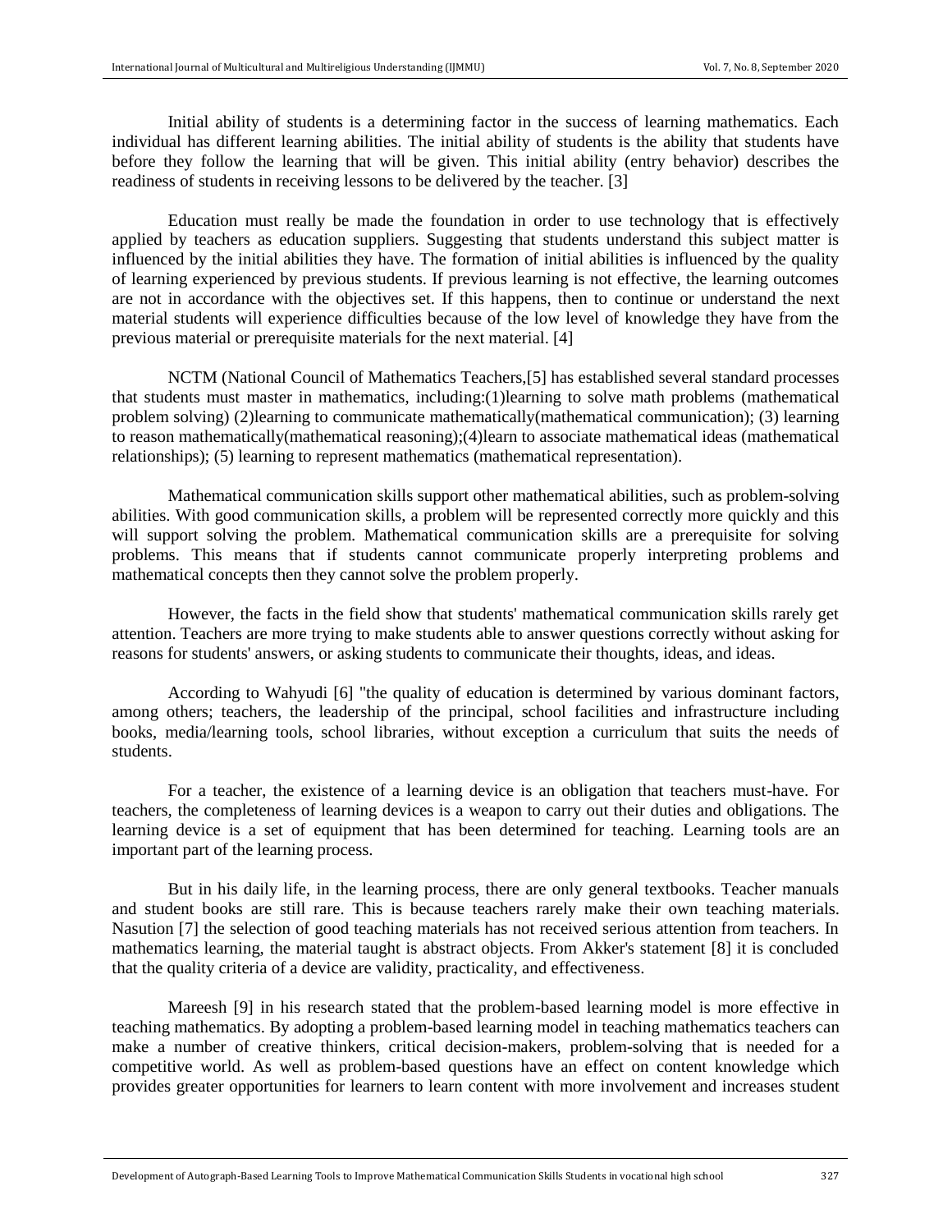Initial ability of students is a determining factor in the success of learning mathematics. Each individual has different learning abilities. The initial ability of students is the ability that students have before they follow the learning that will be given. This initial ability (entry behavior) describes the readiness of students in receiving lessons to be delivered by the teacher. [3]

Education must really be made the foundation in order to use technology that is effectively applied by teachers as education suppliers. Suggesting that students understand this subject matter is influenced by the initial abilities they have. The formation of initial abilities is influenced by the quality of learning experienced by previous students. If previous learning is not effective, the learning outcomes are not in accordance with the objectives set. If this happens, then to continue or understand the next material students will experience difficulties because of the low level of knowledge they have from the previous material or prerequisite materials for the next material. [4]

NCTM (National Council of Mathematics Teachers,[5] has established several standard processes that students must master in mathematics, including:(1)learning to solve math problems (mathematical problem solving) (2)learning to communicate mathematically(mathematical communication); (3) learning to reason mathematically(mathematical reasoning);(4)learn to associate mathematical ideas (mathematical relationships); (5) learning to represent mathematics (mathematical representation).

Mathematical communication skills support other mathematical abilities, such as problem-solving abilities. With good communication skills, a problem will be represented correctly more quickly and this will support solving the problem. Mathematical communication skills are a prerequisite for solving problems. This means that if students cannot communicate properly interpreting problems and mathematical concepts then they cannot solve the problem properly.

However, the facts in the field show that students' mathematical communication skills rarely get attention. Teachers are more trying to make students able to answer questions correctly without asking for reasons for students' answers, or asking students to communicate their thoughts, ideas, and ideas.

According to Wahyudi [6] "the quality of education is determined by various dominant factors, among others; teachers, the leadership of the principal, school facilities and infrastructure including books, media/learning tools, school libraries, without exception a curriculum that suits the needs of students.

For a teacher, the existence of a learning device is an obligation that teachers must-have. For teachers, the completeness of learning devices is a weapon to carry out their duties and obligations. The learning device is a set of equipment that has been determined for teaching. Learning tools are an important part of the learning process.

But in his daily life, in the learning process, there are only general textbooks. Teacher manuals and student books are still rare. This is because teachers rarely make their own teaching materials. Nasution [7] the selection of good teaching materials has not received serious attention from teachers. In mathematics learning, the material taught is abstract objects. From Akker's statement [8] it is concluded that the quality criteria of a device are validity, practicality, and effectiveness.

Mareesh [9] in his research stated that the problem-based learning model is more effective in teaching mathematics. By adopting a problem-based learning model in teaching mathematics teachers can make a number of creative thinkers, critical decision-makers, problem-solving that is needed for a competitive world. As well as problem-based questions have an effect on content knowledge which provides greater opportunities for learners to learn content with more involvement and increases student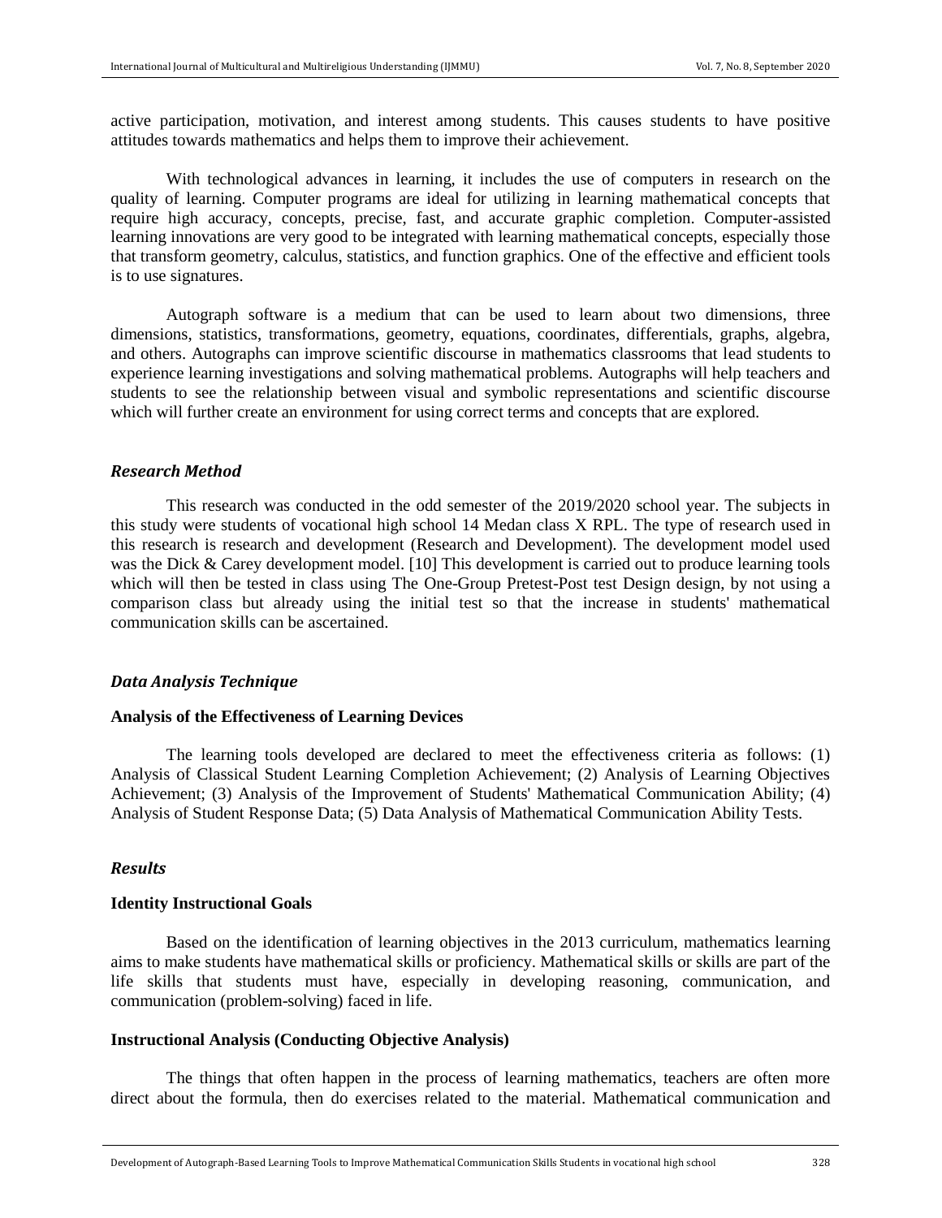active participation, motivation, and interest among students. This causes students to have positive attitudes towards mathematics and helps them to improve their achievement.

With technological advances in learning, it includes the use of computers in research on the quality of learning. Computer programs are ideal for utilizing in learning mathematical concepts that require high accuracy, concepts, precise, fast, and accurate graphic completion. Computer-assisted learning innovations are very good to be integrated with learning mathematical concepts, especially those that transform geometry, calculus, statistics, and function graphics. One of the effective and efficient tools is to use signatures.

Autograph software is a medium that can be used to learn about two dimensions, three dimensions, statistics, transformations, geometry, equations, coordinates, differentials, graphs, algebra, and others. Autographs can improve scientific discourse in mathematics classrooms that lead students to experience learning investigations and solving mathematical problems. Autographs will help teachers and students to see the relationship between visual and symbolic representations and scientific discourse which will further create an environment for using correct terms and concepts that are explored.

## *Research Method*

This research was conducted in the odd semester of the 2019/2020 school year. The subjects in this study were students of vocational high school 14 Medan class X RPL. The type of research used in this research is research and development (Research and Development). The development model used was the Dick & Carey development model. [10] This development is carried out to produce learning tools which will then be tested in class using The One-Group Pretest-Post test Design design, by not using a comparison class but already using the initial test so that the increase in students' mathematical communication skills can be ascertained.

## *Data Analysis Technique*

### Analysis of the Effectiveness of Learning Devices

The learning tools developed are declared to meet the effectiveness criteria as follows: (1) Analysis of Classical Student Learning Completion Achievement; (2) Analysis of Learning Objectives Achievement; (3) Analysis of the Improvement of Students' Mathematical Communication Ability; (4) Analysis of Student Response Data; (5) Data Analysis of Mathematical Communication Ability Tests.

## *Results*

### Identity Instructional Goals

Based on the identification of learning objectives in the 2013 curriculum, mathematics learning aims to make students have mathematical skills or proficiency. Mathematical skills or skills are part of the life skills that students must have, especially in developing reasoning, communication, and communication (problem-solving) faced in life.

### Instructional Analysis (Conducting Objective Analysis)

The things that often happen in the process of learning mathematics, teachers are often more direct about the formula, then do exercises related to the material. Mathematical communication and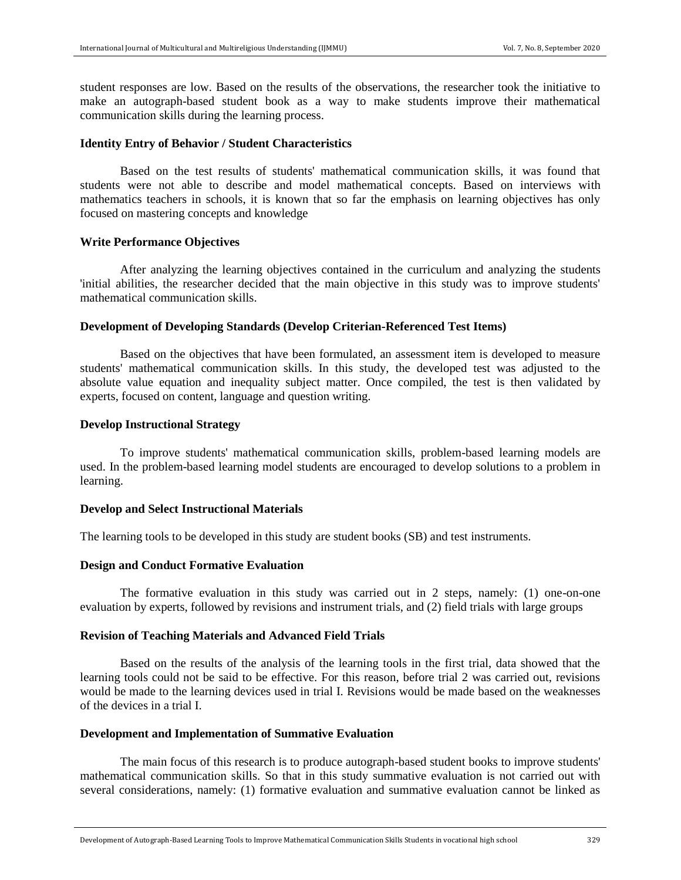student responses are low. Based on the results of the observations, the researcher took the initiative to make an autograph-based student book as a way to make students improve their mathematical communication skills during the learning process.

**Identity Entry of Behavior / Student Characteristics**

Based on the test results of students' mathematical communication skills, it was found that students were not able to describe and model mathematical concepts. Based on interviews with mathematics teachers in schools, it is known that so far the emphasis on learning objectives has only focused on mastering concepts and knowledge

**Write Performance Objectives**

After analyzing the learning objectives contained in the curriculum and analyzing the students 'initial abilities, the researcher decided that the main objective in this study was to improve students' mathematical communication skills.

**Development of Developing Standards (Develop Criterian-Referenced Test Items)**

Based on the objectives that have been formulated, an assessment item is developed to measure students' mathematical communication skills. In this study, the developed test was adjusted to the absolute value equation and inequality subject matter. Once compiled, the test is then validated by experts, focused on content, language and question writing.

**Develop Instructional Strategy**

To improve students' mathematical communication skills, problem-based learning models are used. In the problem-based learning model students are encouraged to develop solutions to a problem in learning.

**Develop and Select Instructional Materials**

The learning tools to be developed in this study are student books (SB) and test instruments.

**Design and Conduct Formative Evaluation**

The formative evaluation in this study was carried out in 2 steps, namely: (1) one-on-one evaluation by experts, followed by revisions and instrument trials, and (2) field trials with large groups

**Revision of Teaching Materials and Advanced Field Trials**

Based on the results of the analysis of the learning tools in the first trial, data showed that the learning tools could not be said to be effective. For this reason, before trial 2 was carried out, revisions would be made to the learning devices used in trial I. Revisions would be made based on the weaknesses of the devices in a trial I.

**Development and Implementation of Summative Evaluation**

The main focus of this research is to produce autograph-based student books to improve students' mathematical communication skills. So that in this study summative evaluation is not carried out with several considerations, namely: (1) formative evaluation and summative evaluation cannot be linked as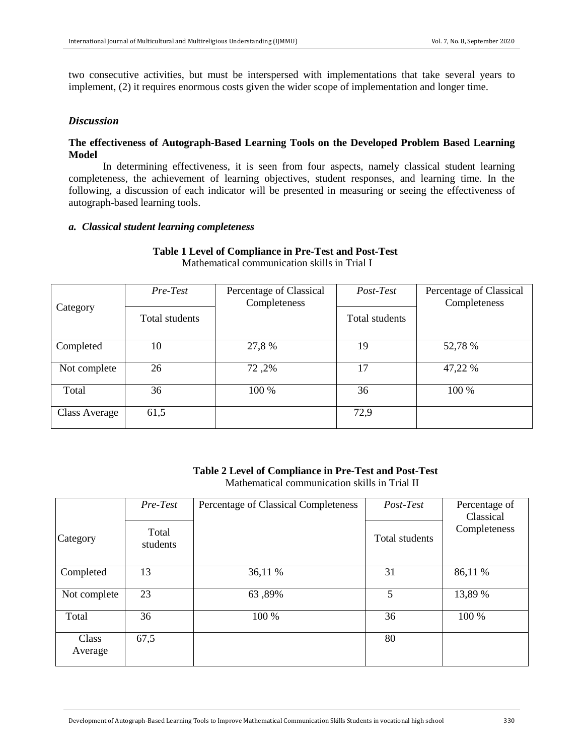two consecutive activities, but must be interspersed with implementations that take several years to implement, (2) it requires enormous costs given the wider scope of implementation and longer time.

### *Discussion*

**The effectiveness of Autograph-Based Learning Tools on the Developed Problem Based Learning Model**

In determining effectiveness, it is seen from four aspects, namely classical student learning completeness, the achievement of learning objectives, student responses, and learning time. In the following, a discussion of each indicator will be presented in measuring or seeing the effectiveness of autograph-based learning tools.

***a. Classical student learning completeness***

**Table 1 Level of Compliance in Pre-Test and Post-Test**

Mathematical communication skills in Trial I

| Category | *Pre-Test* | Percentage of Classical Completeness | *Post-Test* | Percentage of Classical Completeness |
|---|---|---|---|---|
| | Total students | | Total students | |
| Completed | 10 | 27,8 % | 19 | 52,78 % |
| Not complete | 26 | 72 ,2% | 17 | 47,22 % |
| Total | 36 | 100 % | 36 | 100 % |
| Class Average | 61,5 | | 72,9 | |

**Table 2 Level of Compliance in Pre-Test and Post-Test**

Mathematical communication skills in Trial II

| Category | *Pre-Test* | Percentage of Classical Completeness | *Post-Test* | Percentage of Classical Completeness |
|---|---|---|---|---|
| | Total students | | Total students | |
| Completed | 13 | 36,11 % | 31 | 86,11 % |
| Not complete | 23 | 63 ,89% | 5 | 13,89 % |
| Total | 36 | 100 % | 36 | 100 % |
| Class Average | 67,5 | | 80 | |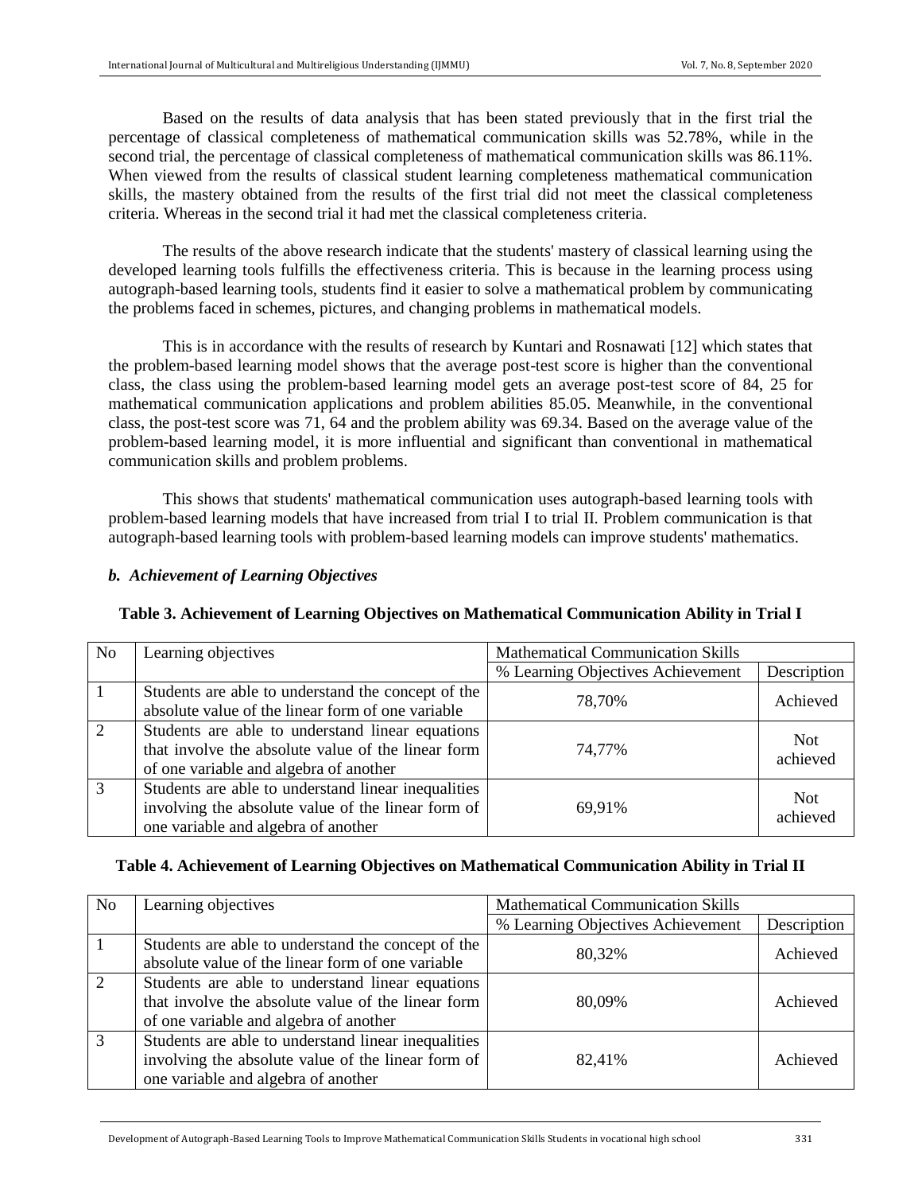Based on the results of data analysis that has been stated previously that in the first trial the percentage of classical completeness of mathematical communication skills was 52.78%, while in the second trial, the percentage of classical completeness of mathematical communication skills was 86.11%. When viewed from the results of classical student learning completeness mathematical communication skills, the mastery obtained from the results of the first trial did not meet the classical completeness criteria. Whereas in the second trial it had met the classical completeness criteria.

The results of the above research indicate that the students' mastery of classical learning using the developed learning tools fulfills the effectiveness criteria. This is because in the learning process using autograph-based learning tools, students find it easier to solve a mathematical problem by communicating the problems faced in schemes, pictures, and changing problems in mathematical models.

This is in accordance with the results of research by Kuntari and Rosnawati [12] which states that the problem-based learning model shows that the average post-test score is higher than the conventional class, the class using the problem-based learning model gets an average post-test score of 84, 25 for mathematical communication applications and problem abilities 85.05. Meanwhile, in the conventional class, the post-test score was 71, 64 and the problem ability was 69.34. Based on the average value of the problem-based learning model, it is more influential and significant than conventional in mathematical communication skills and problem problems.

This shows that students' mathematical communication uses autograph-based learning tools with problem-based learning models that have increased from trial I to trial II. Problem communication is that autograph-based learning tools with problem-based learning models can improve students' mathematics.

***b. Achievement of Learning Objectives***

**Table 3. Achievement of Learning Objectives on Mathematical Communication Ability in Trial I**

| No | Learning objectives | Mathematical Communication Skills | |
|---|---|---|---|
| | | % Learning Objectives Achievement | Description |
| 1 | Students are able to understand the concept of the absolute value of the linear form of one variable | 78,70% | Achieved |
| 2 | Students are able to understand linear equations that involve the absolute value of the linear form of one variable and algebra of another | 74,77% | Not achieved |
| 3 | Students are able to understand linear inequalities involving the absolute value of the linear form of one variable and algebra of another | 69,91% | Not achieved |

**Table 4. Achievement of Learning Objectives on Mathematical Communication Ability in Trial II**

| No | Learning objectives | Mathematical Communication Skills | |
|---|---|---|---|
| | | % Learning Objectives Achievement | Description |
| 1 | Students are able to understand the concept of the absolute value of the linear form of one variable | 80,32% | Achieved |
| 2 | Students are able to understand linear equations that involve the absolute value of the linear form of one variable and algebra of another | 80,09% | Achieved |
| 3 | Students are able to understand linear inequalities involving the absolute value of the linear form of one variable and algebra of another | 82,41% | Achieved |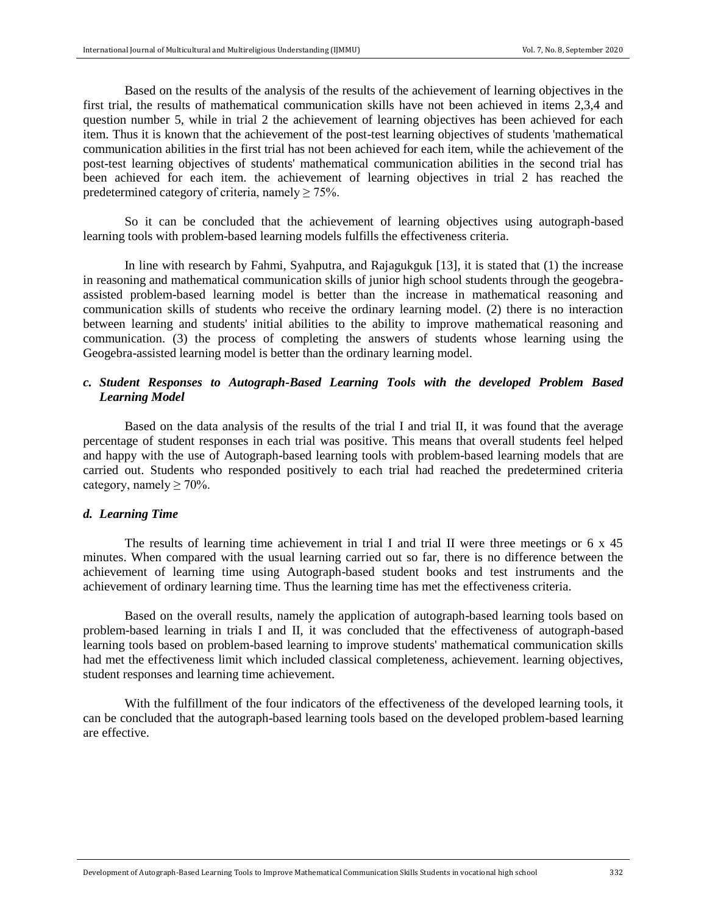Based on the results of the analysis of the results of the achievement of learning objectives in the first trial, the results of mathematical communication skills have not been achieved in items 2,3,4 and question number 5, while in trial 2 the achievement of learning objectives has been achieved for each item. Thus it is known that the achievement of the post-test learning objectives of students 'mathematical communication abilities in the first trial has not been achieved for each item, while the achievement of the post-test learning objectives of students' mathematical communication abilities in the second trial has been achieved for each item. the achievement of learning objectives in trial 2 has reached the predetermined category of criteria, namely $\geq 75\%$.

So it can be concluded that the achievement of learning objectives using autograph-based learning tools with problem-based learning models fulfills the effectiveness criteria.

In line with research by Fahmi, Syahputra, and Rajagukguk [13], it is stated that (1) the increase in reasoning and mathematical communication skills of junior high school students through the geogebra-assisted problem-based learning model is better than the increase in mathematical reasoning and communication skills of students who receive the ordinary learning model. (2) there is no interaction between learning and students' initial abilities to the ability to improve mathematical reasoning and communication. (3) the process of completing the answers of students whose learning using the Geogebra-assisted learning model is better than the ordinary learning model.

### *c. Student Responses to Autograph-Based Learning Tools with the developed Problem Based Learning Model*

Based on the data analysis of the results of the trial I and trial II, it was found that the average percentage of student responses in each trial was positive. This means that overall students feel helped and happy with the use of Autograph-based learning tools with problem-based learning models that are carried out. Students who responded positively to each trial had reached the predetermined criteria category, namely $\geq 70\%$.

### *d. Learning Time*

The results of learning time achievement in trial I and trial II were three meetings or 6 x 45 minutes. When compared with the usual learning carried out so far, there is no difference between the achievement of learning time using Autograph-based student books and test instruments and the achievement of ordinary learning time. Thus the learning time has met the effectiveness criteria.

Based on the overall results, namely the application of autograph-based learning tools based on problem-based learning in trials I and II, it was concluded that the effectiveness of autograph-based learning tools based on problem-based learning to improve students' mathematical communication skills had met the effectiveness limit which included classical completeness, achievement. learning objectives, student responses and learning time achievement.

With the fulfillment of the four indicators of the effectiveness of the developed learning tools, it can be concluded that the autograph-based learning tools based on the developed problem-based learning are effective.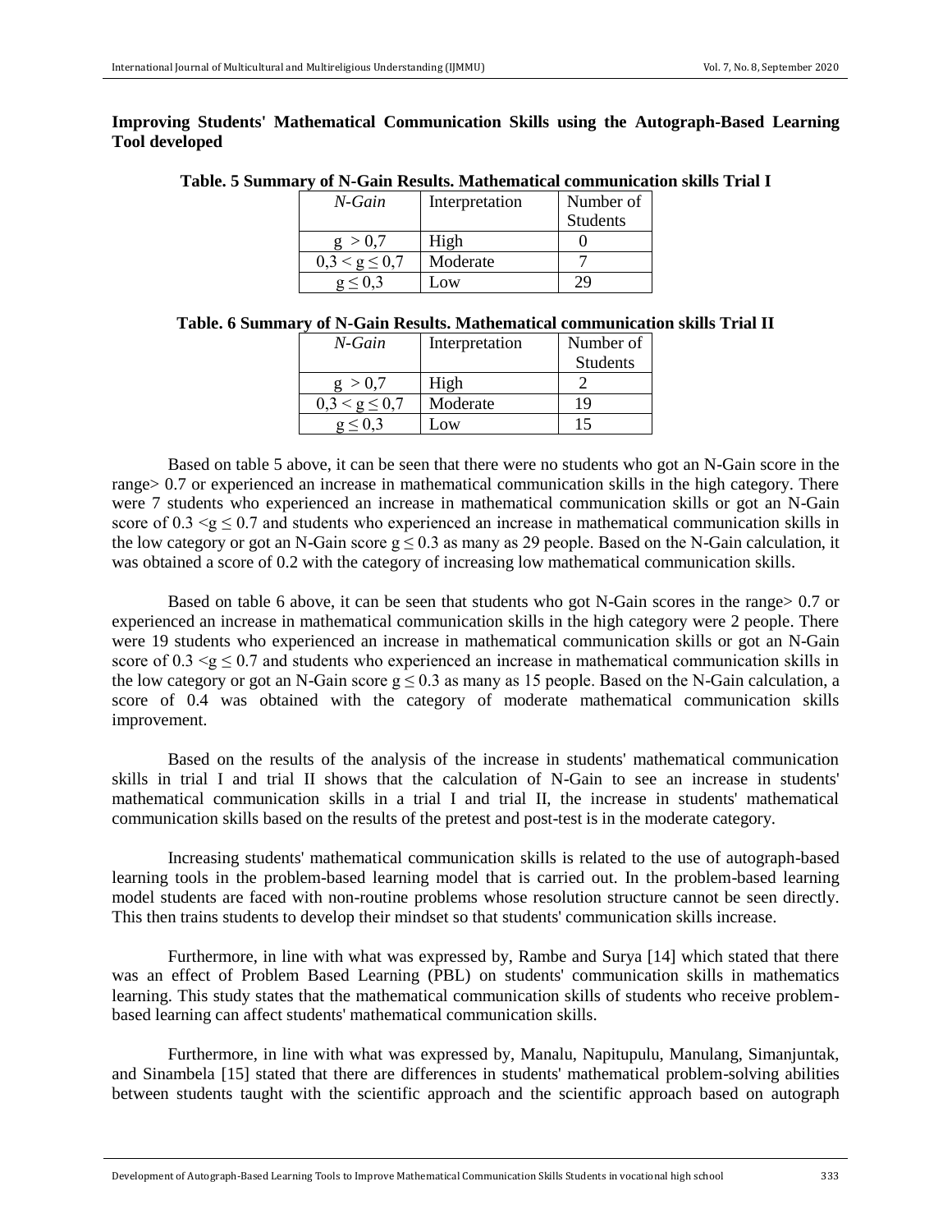**Improving Students' Mathematical Communication Skills using the Autograph-Based Learning Tool developed**

**Table. 5 Summary of N-Gain Results. Mathematical communication skills Trial I**

| *N-Gain* | Interpretation | Number of Students |
|---|---|---|
| $g > 0{,}7$ | High | 0 |
| $0{,}3 < g \leq 0{,}7$ | Moderate | 7 |
| $g \leq 0{,}3$ | Low | 29 |

**Table. 6 Summary of N-Gain Results. Mathematical communication skills Trial II**

| *N-Gain* | Interpretation | Number of Students |
|---|---|---|
| $g > 0{,}7$ | High | 2 |
| $0{,}3 < g \leq 0{,}7$ | Moderate | 19 |
| $g \leq 0{,}3$ | Low | 15 |

Based on table 5 above, it can be seen that there were no students who got an N-Gain score in the range> 0.7 or experienced an increase in mathematical communication skills in the high category. There were 7 students who experienced an increase in mathematical communication skills or got an N-Gain score of $0.3 < g \leq 0.7$ and students who experienced an increase in mathematical communication skills in the low category or got an N-Gain score $g \leq 0.3$ as many as 29 people. Based on the N-Gain calculation, it was obtained a score of 0.2 with the category of increasing low mathematical communication skills.

Based on table 6 above, it can be seen that students who got N-Gain scores in the range> 0.7 or experienced an increase in mathematical communication skills in the high category were 2 people. There were 19 students who experienced an increase in mathematical communication skills or got an N-Gain score of $0.3 < g \leq 0.7$ and students who experienced an increase in mathematical communication skills in the low category or got an N-Gain score $g \leq 0.3$ as many as 15 people. Based on the N-Gain calculation, a score of 0.4 was obtained with the category of moderate mathematical communication skills improvement.

Based on the results of the analysis of the increase in students' mathematical communication skills in trial I and trial II shows that the calculation of N-Gain to see an increase in students' mathematical communication skills in a trial I and trial II, the increase in students' mathematical communication skills based on the results of the pretest and post-test is in the moderate category.

Increasing students' mathematical communication skills is related to the use of autograph-based learning tools in the problem-based learning model that is carried out. In the problem-based learning model students are faced with non-routine problems whose resolution structure cannot be seen directly. This then trains students to develop their mindset so that students' communication skills increase.

Furthermore, in line with what was expressed by, Rambe and Surya [14] which stated that there was an effect of Problem Based Learning (PBL) on students' communication skills in mathematics learning. This study states that the mathematical communication skills of students who receive problem-based learning can affect students' mathematical communication skills.

Furthermore, in line with what was expressed by, Manalu, Napitupulu, Manulang, Simanjuntak, and Sinambela [15] stated that there are differences in students' mathematical problem-solving abilities between students taught with the scientific approach and the scientific approach based on autograph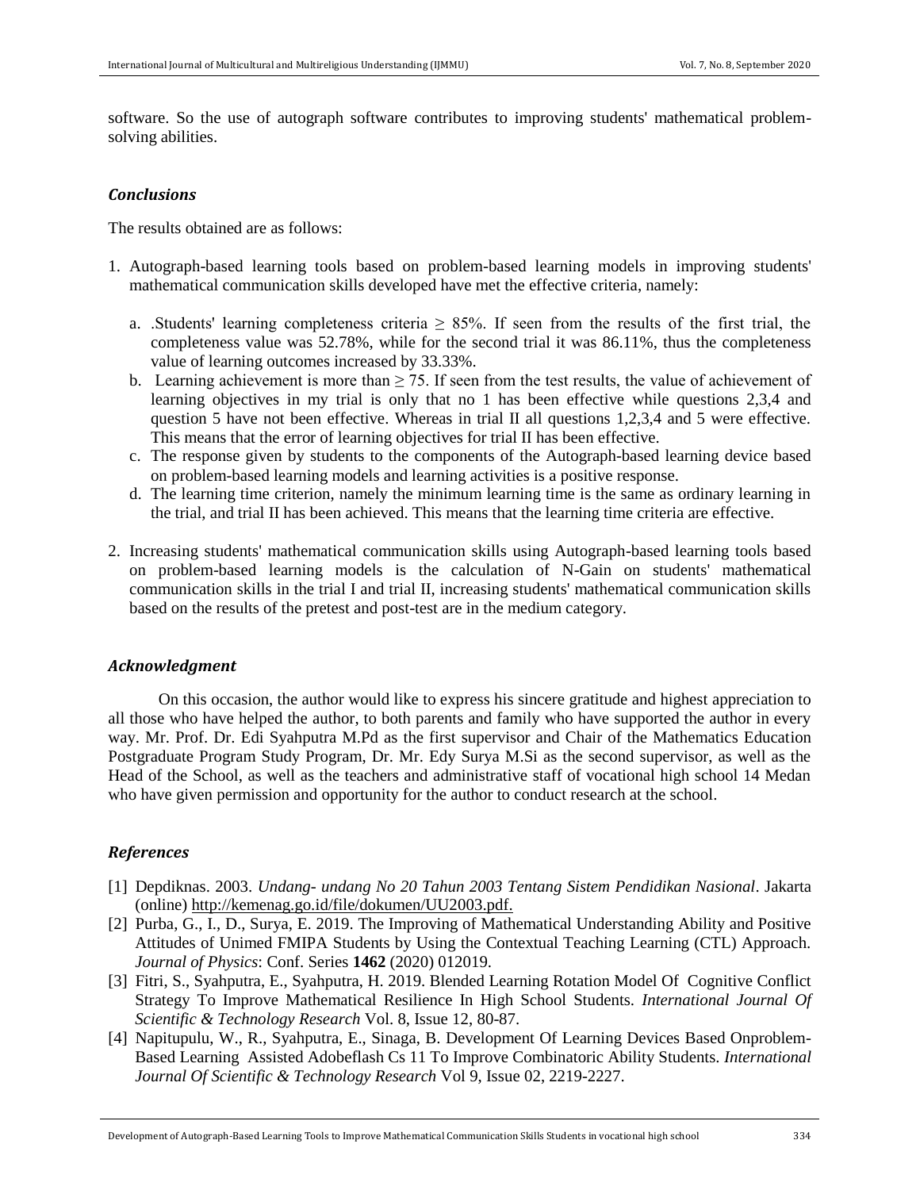software. So the use of autograph software contributes to improving students' mathematical problem-solving abilities.

### *Conclusions*

The results obtained are as follows:

1. Autograph-based learning tools based on problem-based learning models in improving students' mathematical communication skills developed have met the effective criteria, namely:

   a. .Students' learning completeness criteria $\geq$ 85%. If seen from the results of the first trial, the completeness value was 52.78%, while for the second trial it was 86.11%, thus the completeness value of learning outcomes increased by 33.33%.
   b. Learning achievement is more than $\geq$ 75. If seen from the test results, the value of achievement of learning objectives in my trial is only that no 1 has been effective while questions 2,3,4 and question 5 have not been effective. Whereas in trial II all questions 1,2,3,4 and 5 were effective. This means that the error of learning objectives for trial II has been effective.
   c. The response given by students to the components of the Autograph-based learning device based on problem-based learning models and learning activities is a positive response.
   d. The learning time criterion, namely the minimum learning time is the same as ordinary learning in the trial, and trial II has been achieved. This means that the learning time criteria are effective.

2. Increasing students' mathematical communication skills using Autograph-based learning tools based on problem-based learning models is the calculation of N-Gain on students' mathematical communication skills in the trial I and trial II, increasing students' mathematical communication skills based on the results of the pretest and post-test are in the medium category.

### *Acknowledgment*

On this occasion, the author would like to express his sincere gratitude and highest appreciation to all those who have helped the author, to both parents and family who have supported the author in every way. Mr. Prof. Dr. Edi Syahputra M.Pd as the first supervisor and Chair of the Mathematics Education Postgraduate Program Study Program, Dr. Mr. Edy Surya M.Si as the second supervisor, as well as the Head of the School, as well as the teachers and administrative staff of vocational high school 14 Medan who have given permission and opportunity for the author to conduct research at the school.

### *References*

[1] Depdiknas. 2003. *Undang- undang No 20 Tahun 2003 Tentang Sistem Pendidikan Nasional*. Jakarta (online) http://kemenag.go.id/file/dokumen/UU2003.pdf.

[2] Purba, G., I., D., Surya, E. 2019. The Improving of Mathematical Understanding Ability and Positive Attitudes of Unimed FMIPA Students by Using the Contextual Teaching Learning (CTL) Approach. *Journal of Physics*: Conf. Series **1462** (2020) 012019.

[3] Fitri, S., Syahputra, E., Syahputra, H. 2019. Blended Learning Rotation Model Of Cognitive Conflict Strategy To Improve Mathematical Resilience In High School Students. *International Journal Of Scientific & Technology Research* Vol. 8, Issue 12, 80-87.

[4] Napitupulu, W., R., Syahputra, E., Sinaga, B. Development Of Learning Devices Based Onproblem-Based Learning Assisted Adobeflash Cs 11 To Improve Combinatoric Ability Students. *International Journal Of Scientific & Technology Research* Vol 9, Issue 02, 2219-2227.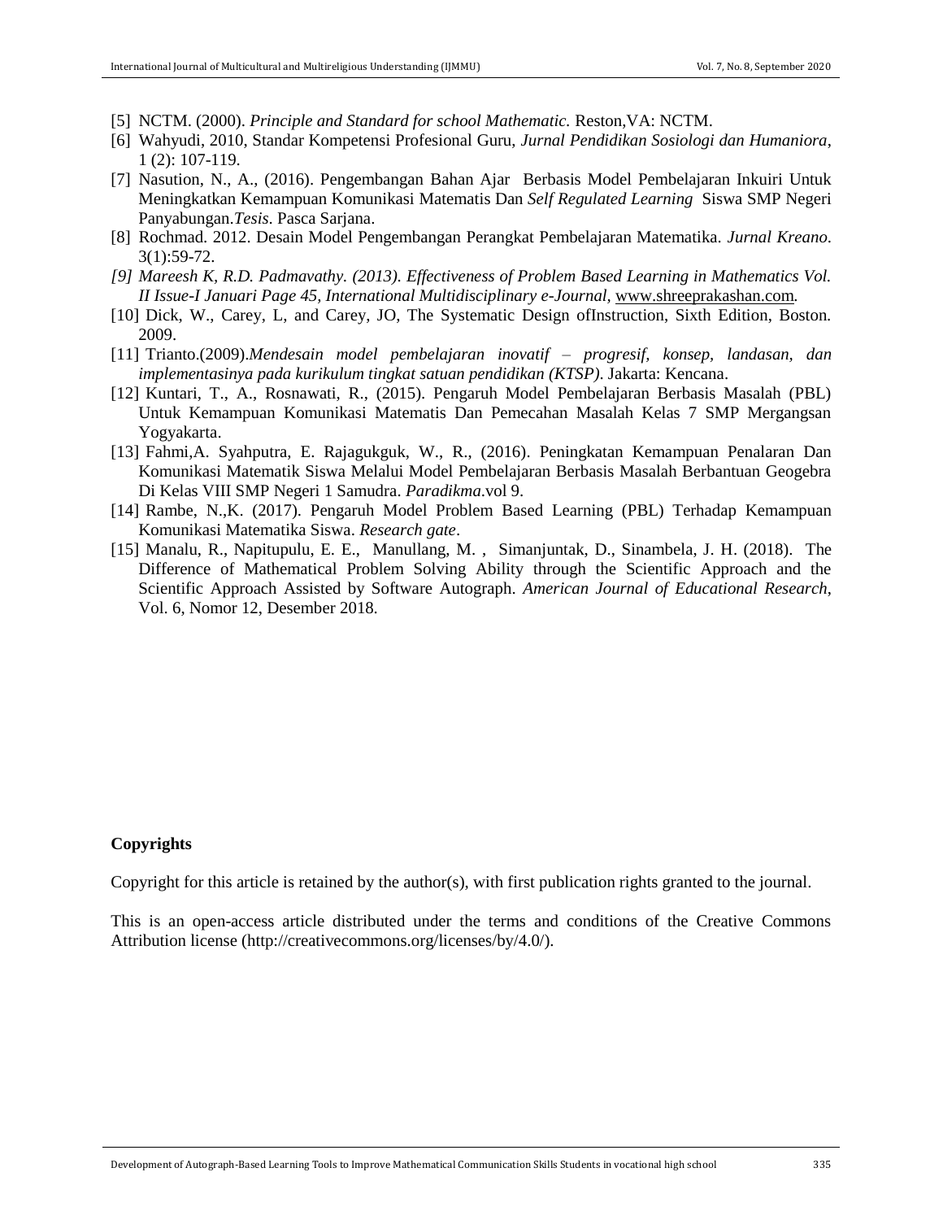[5] NCTM. (2000). *Principle and Standard for school Mathematic.* Reston,VA: NCTM.

[6] Wahyudi, 2010, Standar Kompetensi Profesional Guru, *Jurnal Pendidikan Sosiologi dan Humaniora*, 1 (2): 107-119.

[7] Nasution, N., A., (2016). Pengembangan Bahan Ajar Berbasis Model Pembelajaran Inkuiri Untuk Meningkatkan Kemampuan Komunikasi Matematis Dan *Self Regulated Learning* Siswa SMP Negeri Panyabungan.*Tesis*. Pasca Sarjana.

[8] Rochmad. 2012. Desain Model Pengembangan Perangkat Pembelajaran Matematika. *Jurnal Kreano*. 3(1):59-72.

*[9] Mareesh K, R.D. Padmavathy. (2013). Effectiveness of Problem Based Learning in Mathematics Vol. II Issue-I Januari Page 45, International Multidisciplinary e-Journal,* www.shreeprakashan.com.

[10] Dick, W., Carey, L, and Carey, JO, The Systematic Design ofInstruction, Sixth Edition, Boston. 2009.

[11] Trianto.(2009).*Mendesain model pembelajaran inovatif – progresif, konsep, landasan, dan implementasinya pada kurikulum tingkat satuan pendidikan (KTSP)*. Jakarta: Kencana.

[12] Kuntari, T., A., Rosnawati, R., (2015). Pengaruh Model Pembelajaran Berbasis Masalah (PBL) Untuk Kemampuan Komunikasi Matematis Dan Pemecahan Masalah Kelas 7 SMP Mergangsan Yogyakarta.

[13] Fahmi,A. Syahputra, E. Rajagukguk, W., R., (2016). Peningkatan Kemampuan Penalaran Dan Komunikasi Matematik Siswa Melalui Model Pembelajaran Berbasis Masalah Berbantuan Geogebra Di Kelas VIII SMP Negeri 1 Samudra. *Paradikma*.vol 9.

[14] Rambe, N.,K. (2017). Pengaruh Model Problem Based Learning (PBL) Terhadap Kemampuan Komunikasi Matematika Siswa. *Research gate*.

[15] Manalu, R., Napitupulu, E. E., Manullang, M. , Simanjuntak, D., Sinambela, J. H. (2018). The Difference of Mathematical Problem Solving Ability through the Scientific Approach and the Scientific Approach Assisted by Software Autograph. *American Journal of Educational Research*, Vol. 6, Nomor 12, Desember 2018.

**Copyrights**

Copyright for this article is retained by the author(s), with first publication rights granted to the journal.

This is an open-access article distributed under the terms and conditions of the Creative Commons Attribution license (http://creativecommons.org/licenses/by/4.0/).